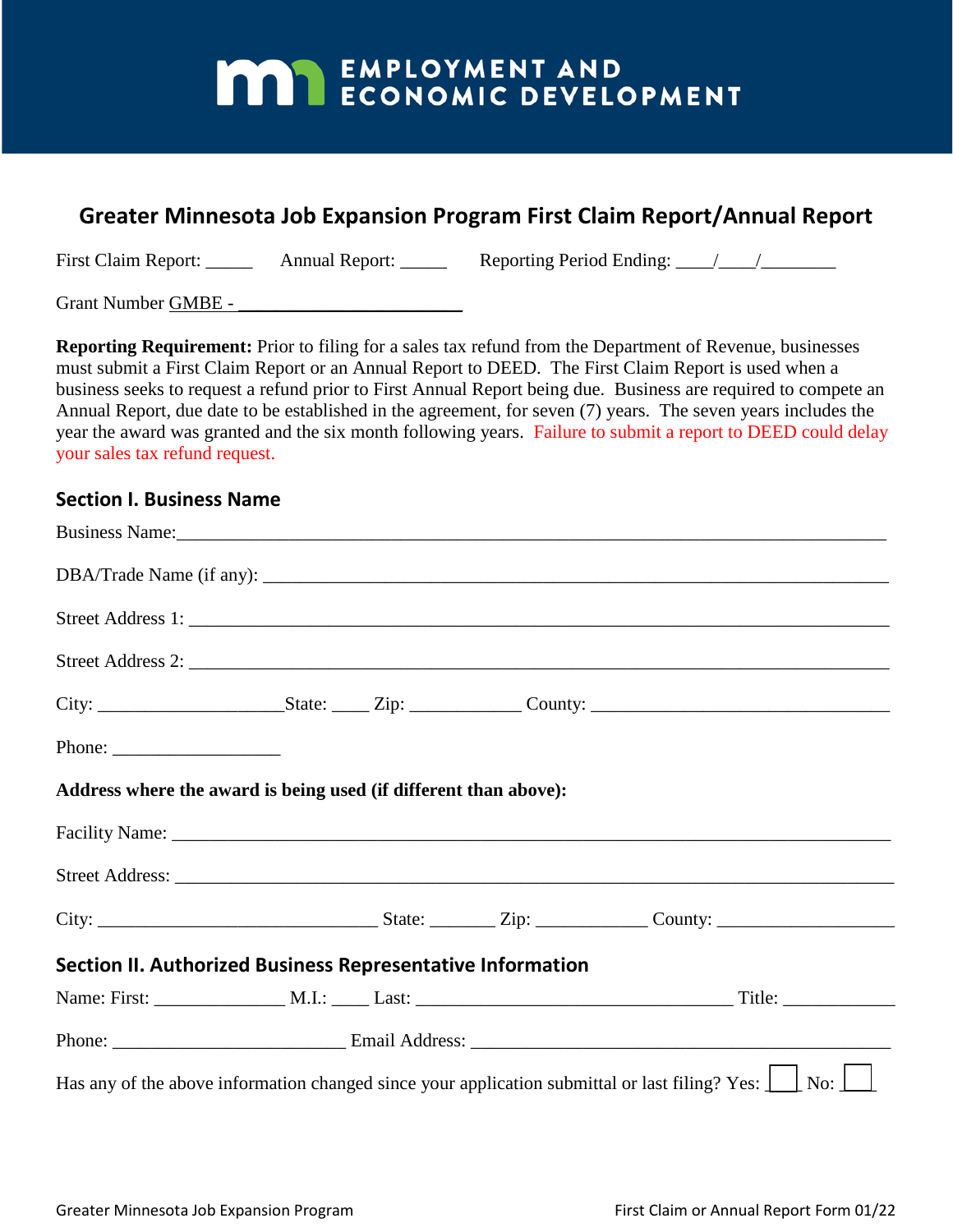EMPLOYMENT AND ECONOMIC DEVELOPMENT

## Greater Minnesota Job Expansion Program First Claim Report/Annual Report

First Claim Report: _____ Annual Report: _____ Reporting Period Ending: ____/____/________

Grant Number GMBE - ________________________

**Reporting Requirement:** Prior to filing for a sales tax refund from the Department of Revenue, businesses must submit a First Claim Report or an Annual Report to DEED. The First Claim Report is used when a business seeks to request a refund prior to First Annual Report being due. Business are required to compete an Annual Report, due date to be established in the agreement, for seven (7) years. The seven years includes the year the award was granted and the six month following years. Failure to submit a report to DEED could delay your sales tax refund request.

### Section I. Business Name

Business Name:_______________________________________________________________________

DBA/Trade Name (if any): ______________________________________________________________

Street Address 1: ______________________________________________________________________

Street Address 2: ______________________________________________________________________

City: ____________________State: ____ Zip: ____________ County: _________________________________

Phone: ___________________

**Address where the award is being used (if different than above):**

Facility Name: ________________________________________________________________________

Street Address: ________________________________________________________________________

City: ______________________________ State: _______ Zip: ____________ County: ___________________

### Section II. Authorized Business Representative Information

Name: First: ______________ M.I.: ____ Last: ___________________________________ Title: ____________

Phone: __________________________ Email Address: _______________________________________________

Has any of the above information changed since your application submittal or last filing? Yes: ☐ No: ☐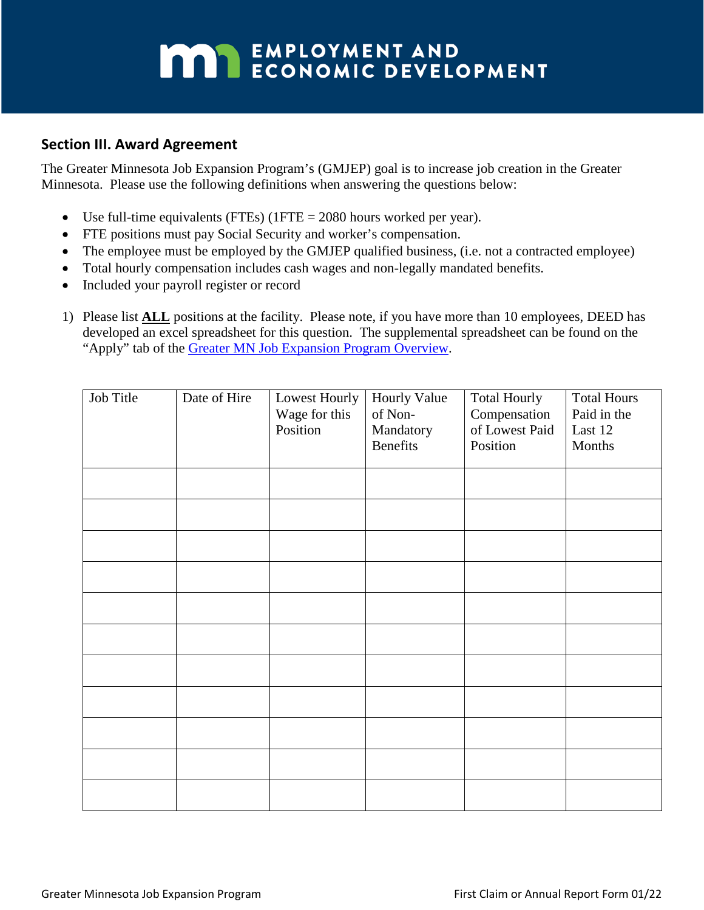EMPLOYMENT AND ECONOMIC DEVELOPMENT

## Section III. Award Agreement

The Greater Minnesota Job Expansion Program's (GMJEP) goal is to increase job creation in the Greater Minnesota. Please use the following definitions when answering the questions below:

- Use full-time equivalents (FTEs) (1FTE = 2080 hours worked per year).
- FTE positions must pay Social Security and worker's compensation.
- The employee must be employed by the GMJEP qualified business, (i.e. not a contracted employee)
- Total hourly compensation includes cash wages and non-legally mandated benefits.
- Included your payroll register or record

1) Please list **ALL** positions at the facility. Please note, if you have more than 10 employees, DEED has developed an excel spreadsheet for this question. The supplemental spreadsheet can be found on the "Apply" tab of the [Greater MN Job Expansion Program Overview](Greater MN Job Expansion Program Overview).

| Job Title | Date of Hire | Lowest Hourly Wage for this Position | Hourly Value of Non-Mandatory Benefits | Total Hourly Compensation of Lowest Paid Position | Total Hours Paid in the Last 12 Months |
|---|---|---|---|---|---|
| | | | | | |
| | | | | | |
| | | | | | |
| | | | | | |
| | | | | | |
| | | | | | |
| | | | | | |
| | | | | | |
| | | | | | |
| | | | | | |
| | | | | | |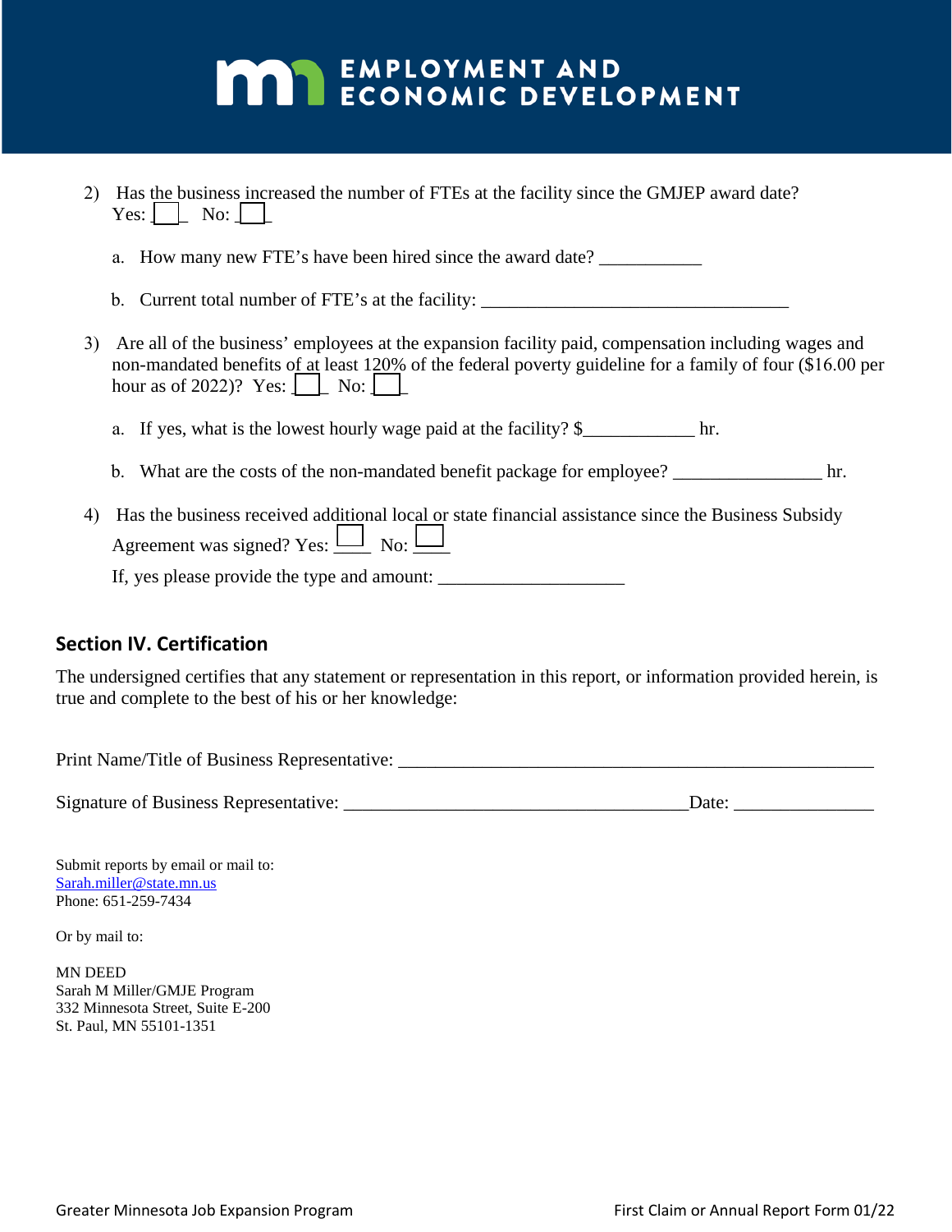2) Has the business increased the number of FTEs at the facility since the GMJEP award date?
   Yes: ☐ No: ☐

   a. How many new FTE's have been hired since the award date? ___________

   b. Current total number of FTE's at the facility: _________________________________

3) Are all of the business' employees at the expansion facility paid, compensation including wages and non-mandated benefits of at least 120% of the federal poverty guideline for a family of four ($16.00 per hour as of 2022)? Yes: ☐ No: ☐

   a. If yes, what is the lowest hourly wage paid at the facility? $____________ hr.

   b. What are the costs of the non-mandated benefit package for employee? ________________ hr.

4) Has the business received additional local or state financial assistance since the Business Subsidy Agreement was signed? Yes: ☐ No: ☐

   If, yes please provide the type and amount: ____________________

## Section IV. Certification

The undersigned certifies that any statement or representation in this report, or information provided herein, is true and complete to the best of his or her knowledge:

Print Name/Title of Business Representative: ____________________________________________________

Signature of Business Representative: ______________________________________Date: _______________

Submit reports by email or mail to:
Sarah.miller@state.mn.us
Phone: 651-259-7434

Or by mail to:

MN DEED
Sarah M Miller/GMJE Program
332 Minnesota Street, Suite E-200
St. Paul, MN 55101-1351